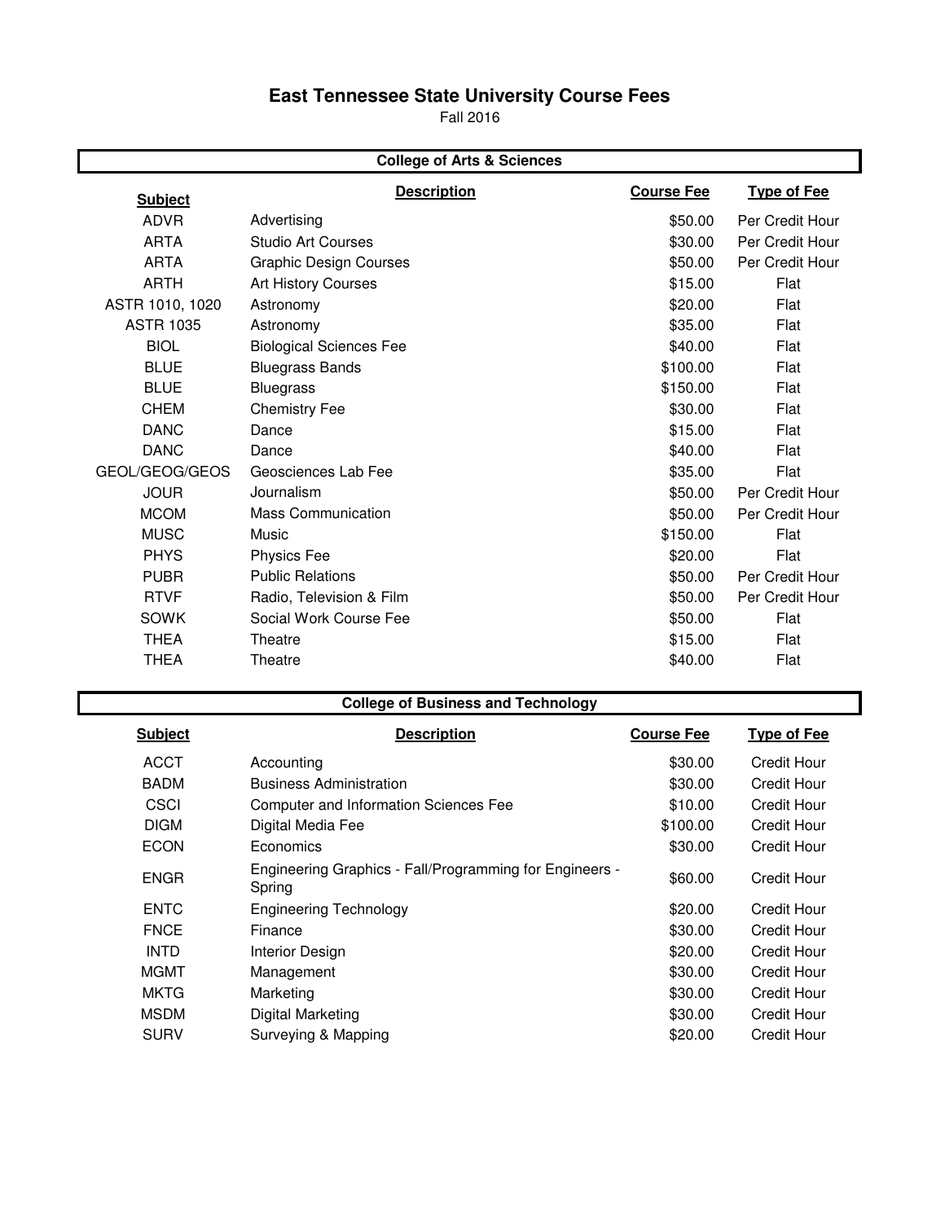# East Tennessee State University Course Fees

Fall 2016

## College of Arts & Sciences

| Subject | Description | Course Fee | Type of Fee |
|---|---|---|---|
| ADVR | Advertising | $50.00 | Per Credit Hour |
| ARTA | Studio Art Courses | $30.00 | Per Credit Hour |
| ARTA | Graphic Design Courses | $50.00 | Per Credit Hour |
| ARTH | Art History Courses | $15.00 | Flat |
| ASTR 1010, 1020 | Astronomy | $20.00 | Flat |
| ASTR 1035 | Astronomy | $35.00 | Flat |
| BIOL | Biological Sciences Fee | $40.00 | Flat |
| BLUE | Bluegrass Bands | $100.00 | Flat |
| BLUE | Bluegrass | $150.00 | Flat |
| CHEM | Chemistry Fee | $30.00 | Flat |
| DANC | Dance | $15.00 | Flat |
| DANC | Dance | $40.00 | Flat |
| GEOL/GEOG/GEOS | Geosciences Lab Fee | $35.00 | Flat |
| JOUR | Journalism | $50.00 | Per Credit Hour |
| MCOM | Mass Communication | $50.00 | Per Credit Hour |
| MUSC | Music | $150.00 | Flat |
| PHYS | Physics Fee | $20.00 | Flat |
| PUBR | Public Relations | $50.00 | Per Credit Hour |
| RTVF | Radio, Television & Film | $50.00 | Per Credit Hour |
| SOWK | Social Work Course Fee | $50.00 | Flat |
| THEA | Theatre | $15.00 | Flat |
| THEA | Theatre | $40.00 | Flat |

## College of Business and Technology

| Subject | Description | Course Fee | Type of Fee |
|---|---|---|---|
| ACCT | Accounting | $30.00 | Credit Hour |
| BADM | Business Administration | $30.00 | Credit Hour |
| CSCI | Computer and Information Sciences Fee | $10.00 | Credit Hour |
| DIGM | Digital Media Fee | $100.00 | Credit Hour |
| ECON | Economics | $30.00 | Credit Hour |
| ENGR | Engineering Graphics - Fall/Programming for Engineers - Spring | $60.00 | Credit Hour |
| ENTC | Engineering Technology | $20.00 | Credit Hour |
| FNCE | Finance | $30.00 | Credit Hour |
| INTD | Interior Design | $20.00 | Credit Hour |
| MGMT | Management | $30.00 | Credit Hour |
| MKTG | Marketing | $30.00 | Credit Hour |
| MSDM | Digital Marketing | $30.00 | Credit Hour |
| SURV | Surveying & Mapping | $20.00 | Credit Hour |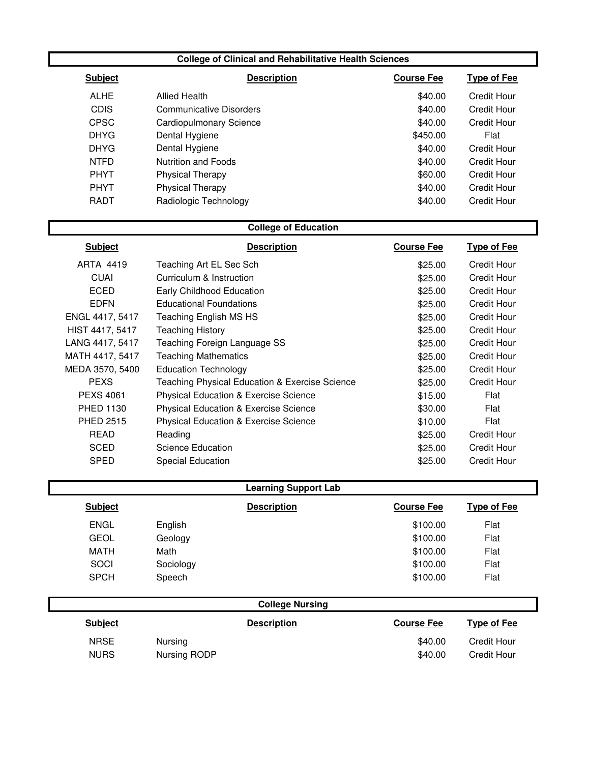## College of Clinical and Rehabilitative Health Sciences

| Subject | Description | Course Fee | Type of Fee |
|---|---|---|---|
| ALHE | Allied Health | $40.00 | Credit Hour |
| CDIS | Communicative Disorders | $40.00 | Credit Hour |
| CPSC | Cardiopulmonary Science | $40.00 | Credit Hour |
| DHYG | Dental Hygiene | $450.00 | Flat |
| DHYG | Dental Hygiene | $40.00 | Credit Hour |
| NTFD | Nutrition and Foods | $40.00 | Credit Hour |
| PHYT | Physical Therapy | $60.00 | Credit Hour |
| PHYT | Physical Therapy | $40.00 | Credit Hour |
| RADT | Radiologic Technology | $40.00 | Credit Hour |

## College of Education

| Subject | Description | Course Fee | Type of Fee |
|---|---|---|---|
| ARTA 4419 | Teaching Art EL Sec Sch | $25.00 | Credit Hour |
| CUAI | Curriculum & Instruction | $25.00 | Credit Hour |
| ECED | Early Childhood Education | $25.00 | Credit Hour |
| EDFN | Educational Foundations | $25.00 | Credit Hour |
| ENGL 4417, 5417 | Teaching English MS HS | $25.00 | Credit Hour |
| HIST 4417, 5417 | Teaching History | $25.00 | Credit Hour |
| LANG 4417, 5417 | Teaching Foreign Language SS | $25.00 | Credit Hour |
| MATH 4417, 5417 | Teaching Mathematics | $25.00 | Credit Hour |
| MEDA 3570, 5400 | Education Technology | $25.00 | Credit Hour |
| PEXS | Teaching Physical Education & Exercise Science | $25.00 | Credit Hour |
| PEXS 4061 | Physical Education & Exercise Science | $15.00 | Flat |
| PHED 1130 | Physical Education & Exercise Science | $30.00 | Flat |
| PHED 2515 | Physical Education & Exercise Science | $10.00 | Flat |
| READ | Reading | $25.00 | Credit Hour |
| SCED | Science Education | $25.00 | Credit Hour |
| SPED | Special Education | $25.00 | Credit Hour |

## Learning Support Lab

| Subject | Description | Course Fee | Type of Fee |
|---|---|---|---|
| ENGL | English | $100.00 | Flat |
| GEOL | Geology | $100.00 | Flat |
| MATH | Math | $100.00 | Flat |
| SOCI | Sociology | $100.00 | Flat |
| SPCH | Speech | $100.00 | Flat |

## College Nursing

| Subject | Description | Course Fee | Type of Fee |
|---|---|---|---|
| NRSE | Nursing | $40.00 | Credit Hour |
| NURS | Nursing RODP | $40.00 | Credit Hour |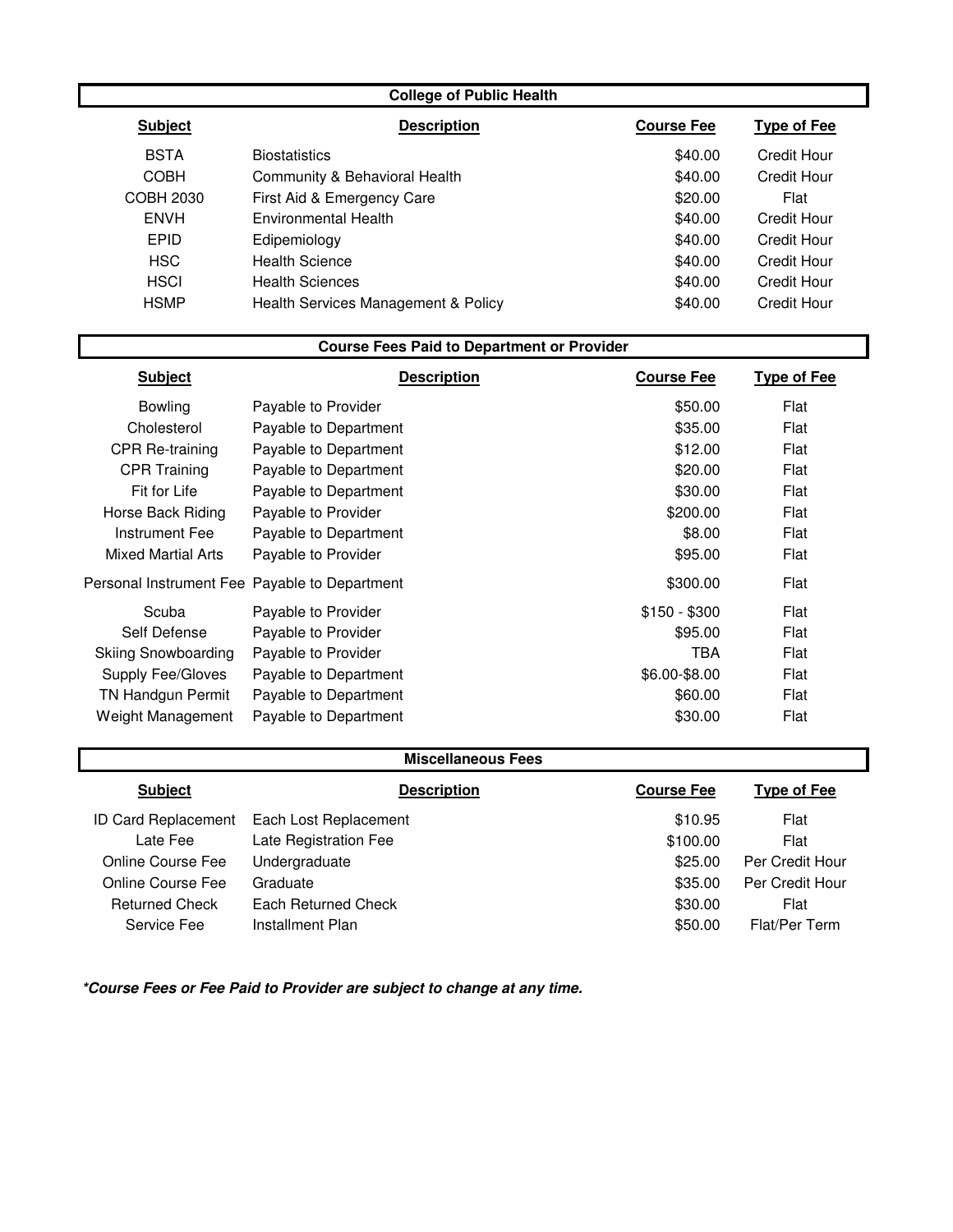## College of Public Health

| Subject | Description | Course Fee | Type of Fee |
| --- | --- | --- | --- |
| BSTA | Biostatistics | $40.00 | Credit Hour |
| COBH | Community & Behavioral Health | $40.00 | Credit Hour |
| COBH 2030 | First Aid & Emergency Care | $20.00 | Flat |
| ENVH | Environmental Health | $40.00 | Credit Hour |
| EPID | Edipemiology | $40.00 | Credit Hour |
| HSC | Health Science | $40.00 | Credit Hour |
| HSCI | Health Sciences | $40.00 | Credit Hour |
| HSMP | Health Services Management & Policy | $40.00 | Credit Hour |

## Course Fees Paid to Department or Provider

| Subject | Description | Course Fee | Type of Fee |
| --- | --- | --- | --- |
| Bowling | Payable to Provider | $50.00 | Flat |
| Cholesterol | Payable to Department | $35.00 | Flat |
| CPR Re-training | Payable to Department | $12.00 | Flat |
| CPR Training | Payable to Department | $20.00 | Flat |
| Fit for Life | Payable to Department | $30.00 | Flat |
| Horse Back Riding | Payable to Provider | $200.00 | Flat |
| Instrument Fee | Payable to Department | $8.00 | Flat |
| Mixed Martial Arts | Payable to Provider | $95.00 | Flat |
| Personal Instrument Fee | Payable to Department | $300.00 | Flat |
| Scuba | Payable to Provider | $150 - $300 | Flat |
| Self Defense | Payable to Provider | $95.00 | Flat |
| Skiing Snowboarding | Payable to Provider | TBA | Flat |
| Supply Fee/Gloves | Payable to Department | $6.00-$8.00 | Flat |
| TN Handgun Permit | Payable to Department | $60.00 | Flat |
| Weight Management | Payable to Department | $30.00 | Flat |

## Miscellaneous Fees

| Subject | Description | Course Fee | Type of Fee |
| --- | --- | --- | --- |
| ID Card Replacement | Each Lost Replacement | $10.95 | Flat |
| Late Fee | Late Registration Fee | $100.00 | Flat |
| Online Course Fee | Undergraduate | $25.00 | Per Credit Hour |
| Online Course Fee | Graduate | $35.00 | Per Credit Hour |
| Returned Check | Each Returned Check | $30.00 | Flat |
| Service Fee | Installment Plan | $50.00 | Flat/Per Term |

***Course Fees or Fee Paid to Provider are subject to change at any time.**